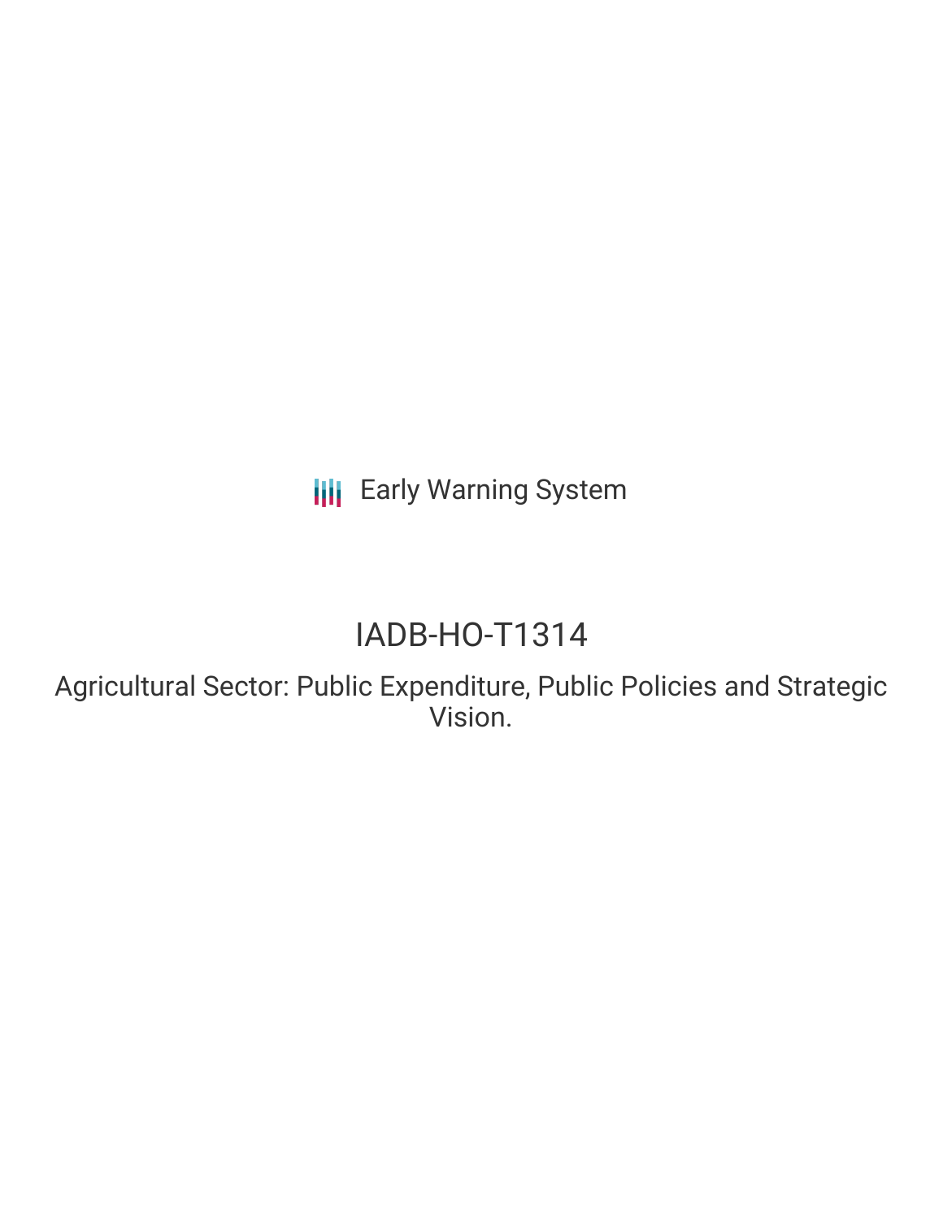Early Warning System

# IADB-HO-T1314

Agricultural Sector: Public Expenditure, Public Policies and Strategic Vision.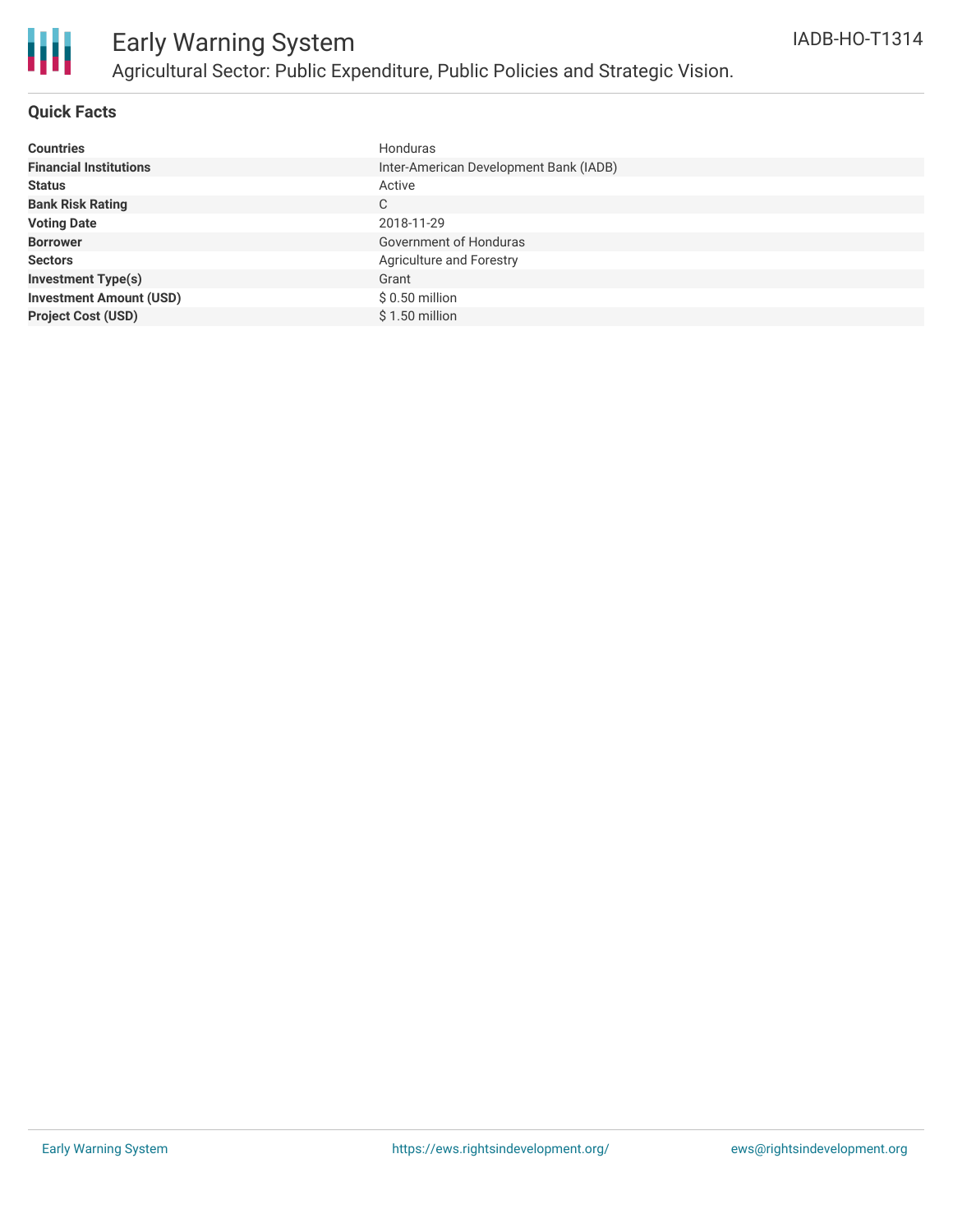# Early Warning System

## Agricultural Sector: Public Expenditure, Public Policies and Strategic Vision.

IADB-HO-T1314

### Quick Facts

| | |
|---|---|
| **Countries** | Honduras |
| **Financial Institutions** | Inter-American Development Bank (IADB) |
| **Status** | Active |
| **Bank Risk Rating** | C |
| **Voting Date** | 2018-11-29 |
| **Borrower** | Government of Honduras |
| **Sectors** | Agriculture and Forestry |
| **Investment Type(s)** | Grant |
| **Investment Amount (USD)** | $ 0.50 million |
| **Project Cost (USD)** | $ 1.50 million |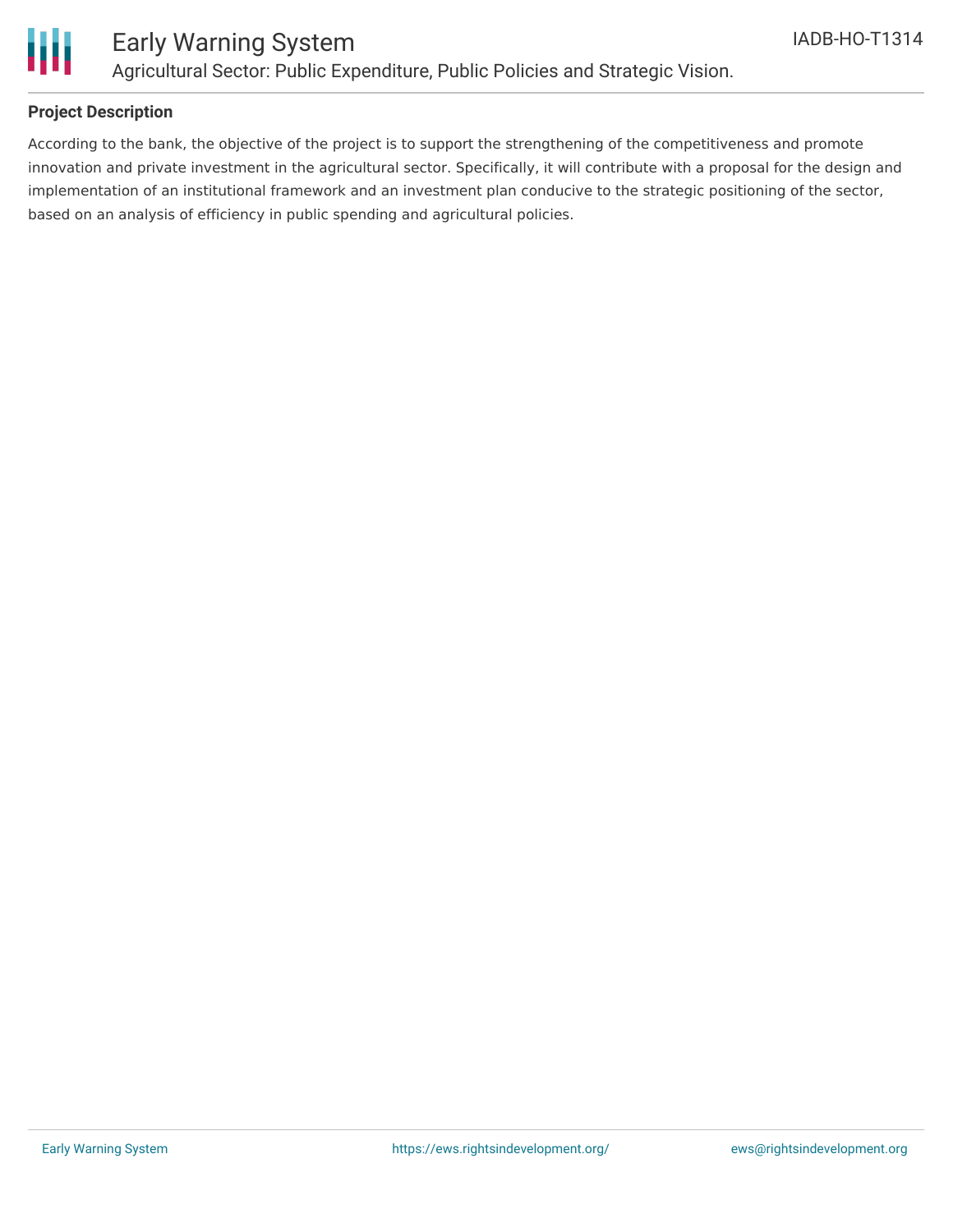## Project Description

According to the bank, the objective of the project is to support the strengthening of the competitiveness and promote innovation and private investment in the agricultural sector. Specifically, it will contribute with a proposal for the design and implementation of an institutional framework and an investment plan conducive to the strategic positioning of the sector, based on an analysis of efficiency in public spending and agricultural policies.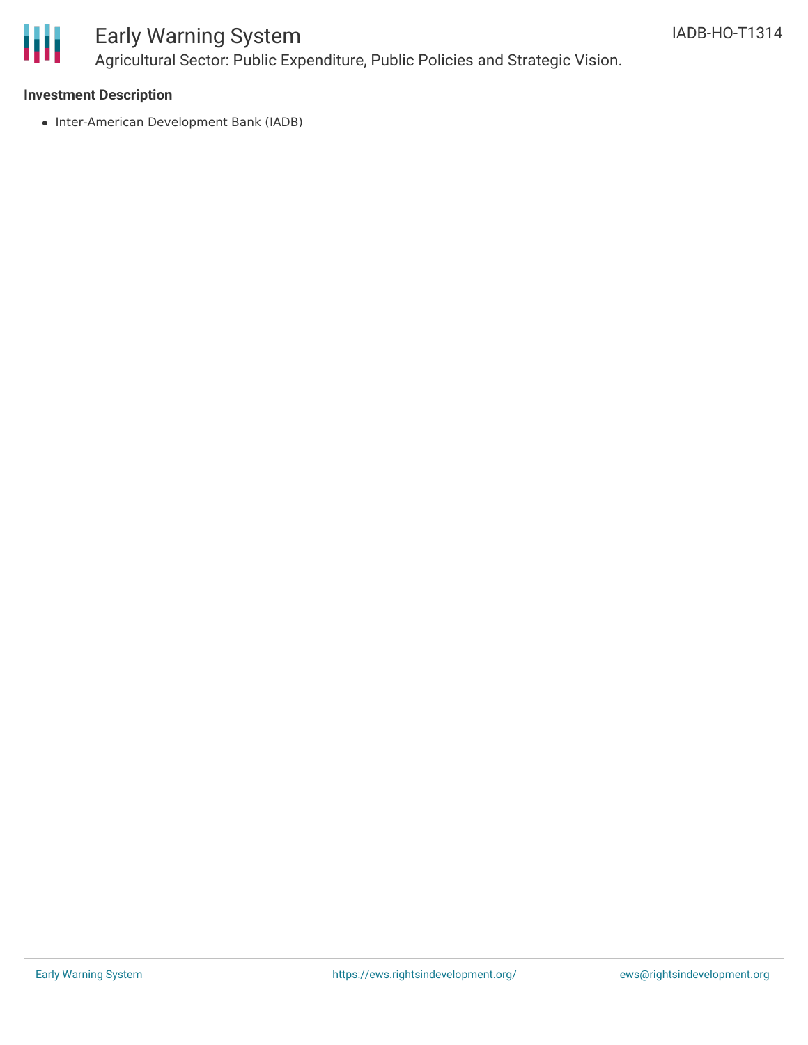### Investment Description

- Inter-American Development Bank (IADB)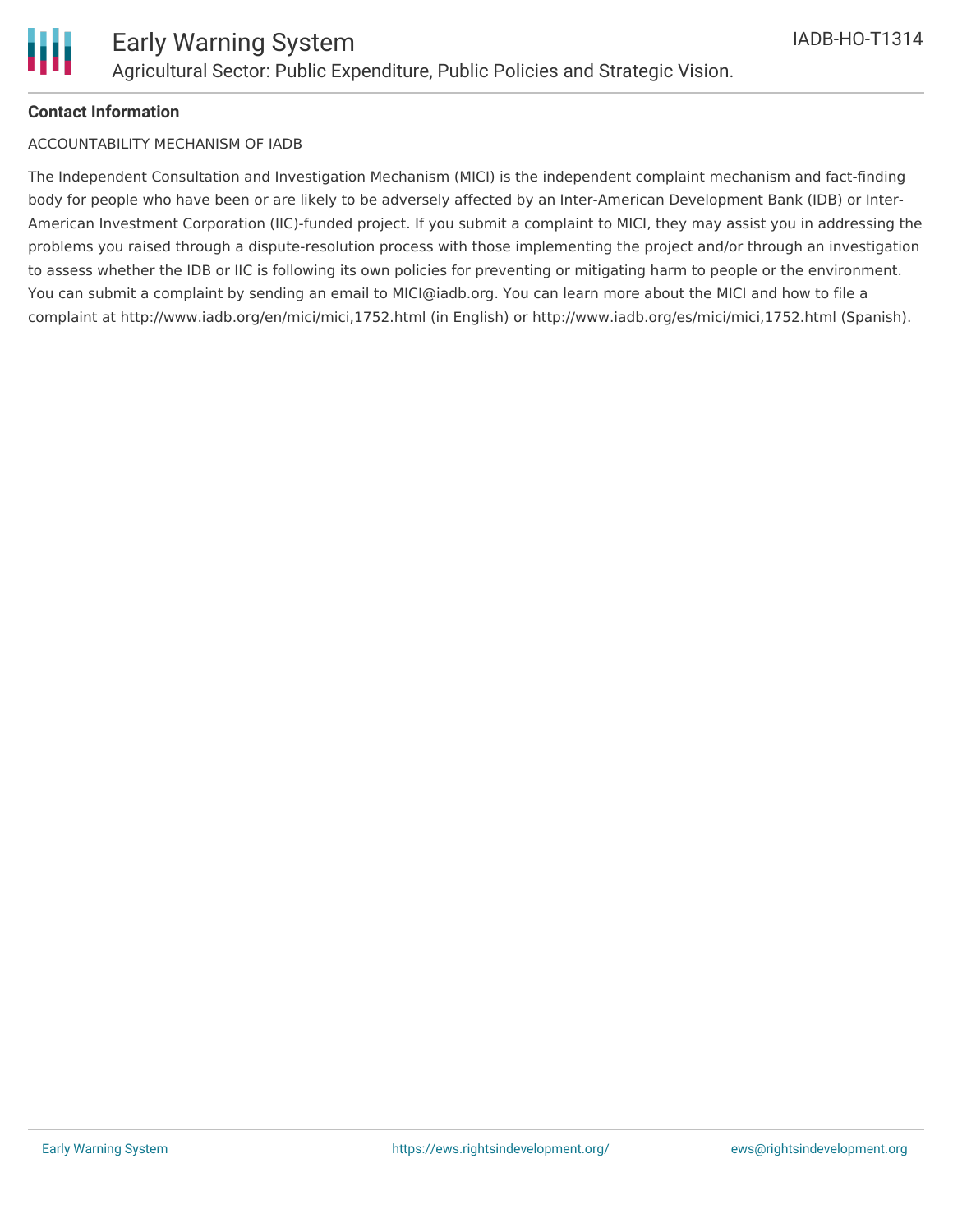**Contact Information**

ACCOUNTABILITY MECHANISM OF IADB

The Independent Consultation and Investigation Mechanism (MICI) is the independent complaint mechanism and fact-finding body for people who have been or are likely to be adversely affected by an Inter-American Development Bank (IDB) or Inter-American Investment Corporation (IIC)-funded project. If you submit a complaint to MICI, they may assist you in addressing the problems you raised through a dispute-resolution process with those implementing the project and/or through an investigation to assess whether the IDB or IIC is following its own policies for preventing or mitigating harm to people or the environment. You can submit a complaint by sending an email to MICI@iadb.org. You can learn more about the MICI and how to file a complaint at http://www.iadb.org/en/mici/mici,1752.html (in English) or http://www.iadb.org/es/mici/mici,1752.html (Spanish).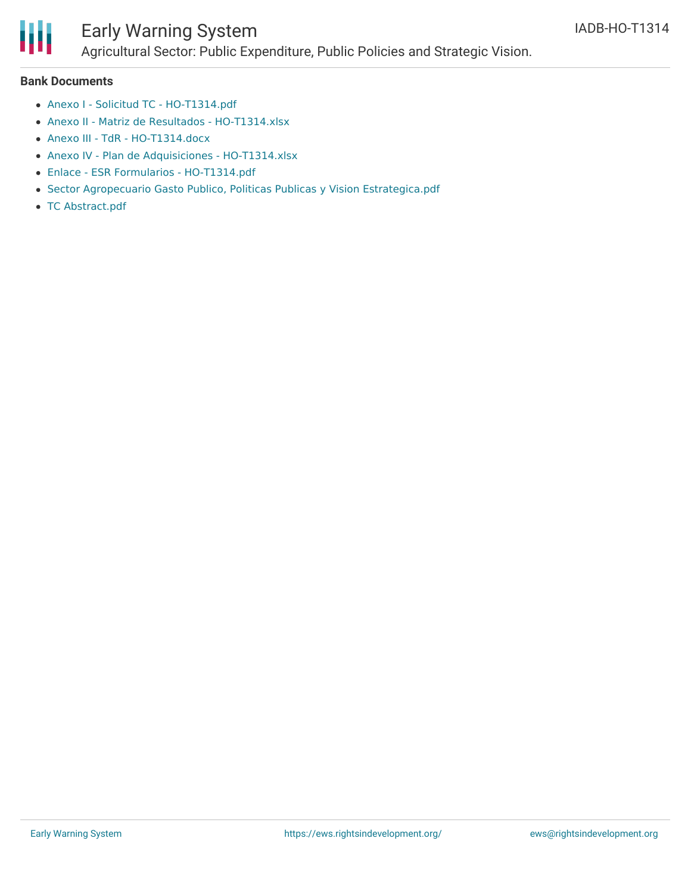**Bank Documents**

- Anexo I - Solicitud TC - HO-T1314.pdf
- Anexo II - Matriz de Resultados - HO-T1314.xlsx
- Anexo III - TdR - HO-T1314.docx
- Anexo IV - Plan de Adquisiciones - HO-T1314.xlsx
- Enlace - ESR Formularios - HO-T1314.pdf
- Sector Agropecuario Gasto Publico, Politicas Publicas y Vision Estrategica.pdf
- TC Abstract.pdf